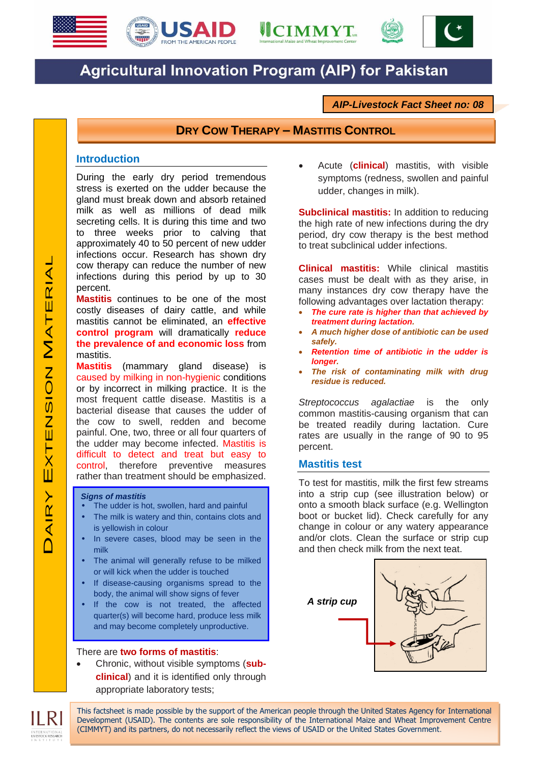# Agricultural Innovation Program (AIP) for Pakistan

***AIP-Livestock Fact Sheet no: 08***

## DRY COW THERAPY – MASTITIS CONTROL

DAIRY EXTENSION MATERIAL

### Introduction

During the early dry period tremendous stress is exerted on the udder because the gland must break down and absorb retained milk as well as millions of dead milk secreting cells. It is during this time and two to three weeks prior to calving that approximately 40 to 50 percent of new udder infections occur. Research has shown dry cow therapy can reduce the number of new infections during this period by up to 30 percent.

**Mastitis** continues to be one of the most costly diseases of dairy cattle, and while mastitis cannot be eliminated, an **effective control program** will dramatically **reduce the prevalence of and economic loss** from mastitis.

**Mastitis** (mammary gland disease) is caused by milking in non-hygienic conditions or by incorrect in milking practice. It is the most frequent cattle disease. Mastitis is a bacterial disease that causes the udder of the cow to swell, redden and become painful. One, two, three or all four quarters of the udder may become infected. Mastitis is difficult to detect and treat but easy to control, therefore preventive measures rather than treatment should be emphasized.

***Signs of mastitis***

- The udder is hot, swollen, hard and painful
- The milk is watery and thin, contains clots and is yellowish in colour
- In severe cases, blood may be seen in the milk
- The animal will generally refuse to be milked or will kick when the udder is touched
- If disease-causing organisms spread to the body, the animal will show signs of fever
- If the cow is not treated, the affected quarter(s) will become hard, produce less milk and may become completely unproductive.

There are **two forms of mastitis**:

- Chronic, without visible symptoms (**sub-clinical**) and it is identified only through appropriate laboratory tests;
- Acute (**clinical**) mastitis, with visible symptoms (redness, swollen and painful udder, changes in milk).

**Subclinical mastitis:** In addition to reducing the high rate of new infections during the dry period, dry cow therapy is the best method to treat subclinical udder infections.

**Clinical mastitis:** While clinical mastitis cases must be dealt with as they arise, in many instances dry cow therapy have the following advantages over lactation therapy:

- ***The cure rate is higher than that achieved by treatment during lactation.***
- ***A much higher dose of antibiotic can be used safely.***
- ***Retention time of antibiotic in the udder is longer.***
- ***The risk of contaminating milk with drug residue is reduced.***

*Streptococcus agalactiae* is the only common mastitis-causing organism that can be treated readily during lactation. Cure rates are usually in the range of 90 to 95 percent.

### Mastitis test

To test for mastitis, milk the first few streams into a strip cup (see illustration below) or onto a smooth black surface (e.g. Wellington boot or bucket lid). Check carefully for any change in colour or any watery appearance and/or clots. Clean the surface or strip cup and then check milk from the next teat.

***A strip cup***

This factsheet is made possible by the support of the American people through the United States Agency for International Development (USAID). The contents are sole responsibility of the International Maize and Wheat Improvement Centre (CIMMYT) and its partners, do not necessarily reflect the views of USAID or the United States Government.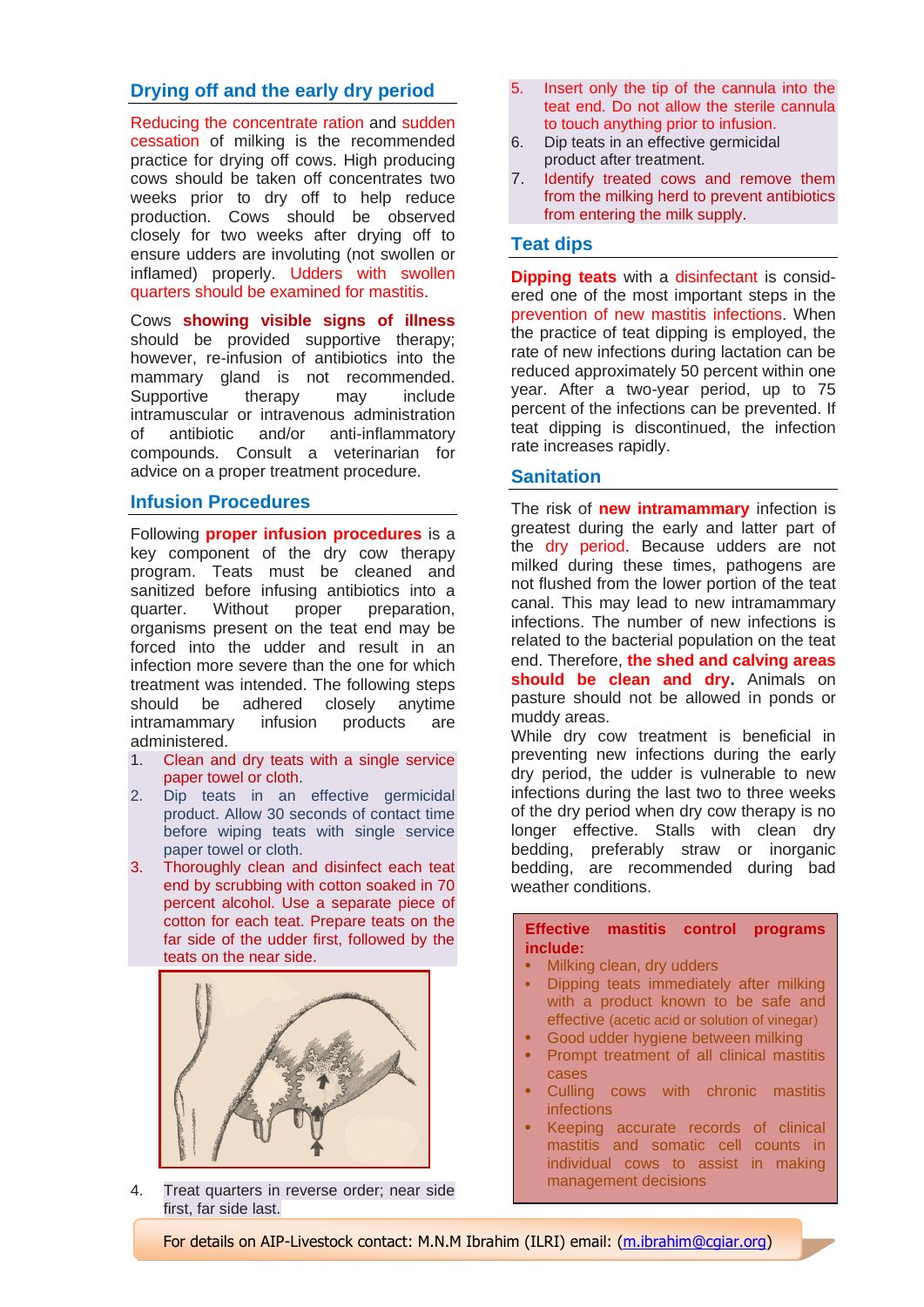## Drying off and the early dry period

Reducing the concentrate ration and sudden cessation of milking is the recommended practice for drying off cows. High producing cows should be taken off concentrates two weeks prior to dry off to help reduce production. Cows should be observed closely for two weeks after drying off to ensure udders are involuting (not swollen or inflamed) properly. Udders with swollen quarters should be examined for mastitis.

Cows **showing visible signs of illness** should be provided supportive therapy; however, re-infusion of antibiotics into the mammary gland is not recommended. Supportive therapy may include intramuscular or intravenous administration of antibiotic and/or anti-inflammatory compounds. Consult a veterinarian for advice on a proper treatment procedure.

## Infusion Procedures

Following **proper infusion procedures** is a key component of the dry cow therapy program. Teats must be cleaned and sanitized before infusing antibiotics into a quarter. Without proper preparation, organisms present on the teat end may be forced into the udder and result in an infection more severe than the one for which treatment was intended. The following steps should be adhered closely anytime intramammary infusion products are administered.

1. Clean and dry teats with a single service paper towel or cloth.
2. Dip teats in an effective germicidal product. Allow 30 seconds of contact time before wiping teats with single service paper towel or cloth.
3. Thoroughly clean and disinfect each teat end by scrubbing with cotton soaked in 70 percent alcohol. Use a separate piece of cotton for each teat. Prepare teats on the far side of the udder first, followed by the teats on the near side.
4. Treat quarters in reverse order; near side first, far side last.
5. Insert only the tip of the cannula into the teat end. Do not allow the sterile cannula to touch anything prior to infusion.
6. Dip teats in an effective germicidal product after treatment.
7. Identify treated cows and remove them from the milking herd to prevent antibiotics from entering the milk supply.

## Teat dips

**Dipping teats** with a disinfectant is considered one of the most important steps in the prevention of new mastitis infections. When the practice of teat dipping is employed, the rate of new infections during lactation can be reduced approximately 50 percent within one year. After a two-year period, up to 75 percent of the infections can be prevented. If teat dipping is discontinued, the infection rate increases rapidly.

## Sanitation

The risk of **new intramammary** infection is greatest during the early and latter part of the dry period. Because udders are not milked during these times, pathogens are not flushed from the lower portion of the teat canal. This may lead to new intramammary infections. The number of new infections is related to the bacterial population on the teat end. Therefore, **the shed and calving areas should be clean and dry.** Animals on pasture should not be allowed in ponds or muddy areas.

While dry cow treatment is beneficial in preventing new infections during the early dry period, the udder is vulnerable to new infections during the last two to three weeks of the dry period when dry cow therapy is no longer effective. Stalls with clean dry bedding, preferably straw or inorganic bedding, are recommended during bad weather conditions.

**Effective mastitis control programs include:**

- Milking clean, dry udders
- Dipping teats immediately after milking with a product known to be safe and effective (acetic acid or solution of vinegar)
- Good udder hygiene between milking
- Prompt treatment of all clinical mastitis cases
- Culling cows with chronic mastitis infections
- Keeping accurate records of clinical mastitis and somatic cell counts in individual cows to assist in making management decisions

For details on AIP-Livestock contact: M.N.M Ibrahim (ILRI) email: (m.ibrahim@cgiar.org)